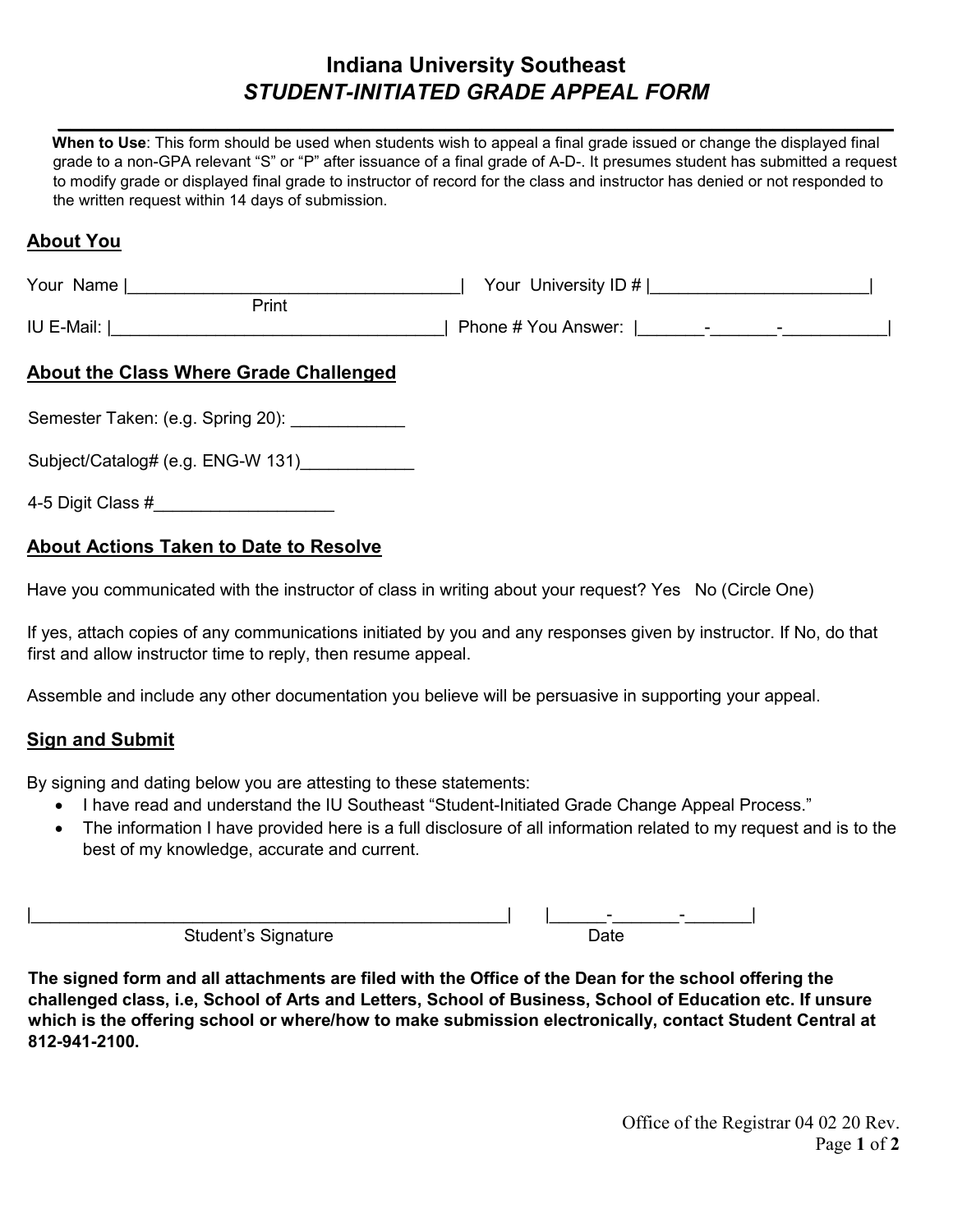# Indiana University Southeast
## *STUDENT-INITIATED GRADE APPEAL FORM*

**When to Use**: This form should be used when students wish to appeal a final grade issued or change the displayed final grade to a non-GPA relevant "S" or "P" after issuance of a final grade of A-D-. It presumes student has submitted a request to modify grade or displayed final grade to instructor of record for the class and instructor has denied or not responded to the written request within 14 days of submission.

## About You

Your Name |____________________________________| Your University ID # |_______________________|
Print

IU E-Mail: |____________________________________| Phone # You Answer: |_______-_______-___________|

## About the Class Where Grade Challenged

Semester Taken: (e.g. Spring 20): ____________

Subject/Catalog# (e.g. ENG-W 131)____________

4-5 Digit Class #___________________

## About Actions Taken to Date to Resolve

Have you communicated with the instructor of class in writing about your request? Yes No (Circle One)

If yes, attach copies of any communications initiated by you and any responses given by instructor. If No, do that first and allow instructor time to reply, then resume appeal.

Assemble and include any other documentation you believe will be persuasive in supporting your appeal.

## Sign and Submit

By signing and dating below you are attesting to these statements:

- I have read and understand the IU Southeast "Student-Initiated Grade Change Appeal Process."
- The information I have provided here is a full disclosure of all information related to my request and is to the best of my knowledge, accurate and current.

|____________________________________________________| |______-_______-_______|
Student's Signature Date

**The signed form and all attachments are filed with the Office of the Dean for the school offering the challenged class, i.e, School of Arts and Letters, School of Business, School of Education etc. If unsure which is the offering school or where/how to make submission electronically, contact Student Central at 812-941-2100.**

Office of the Registrar 04 02 20 Rev.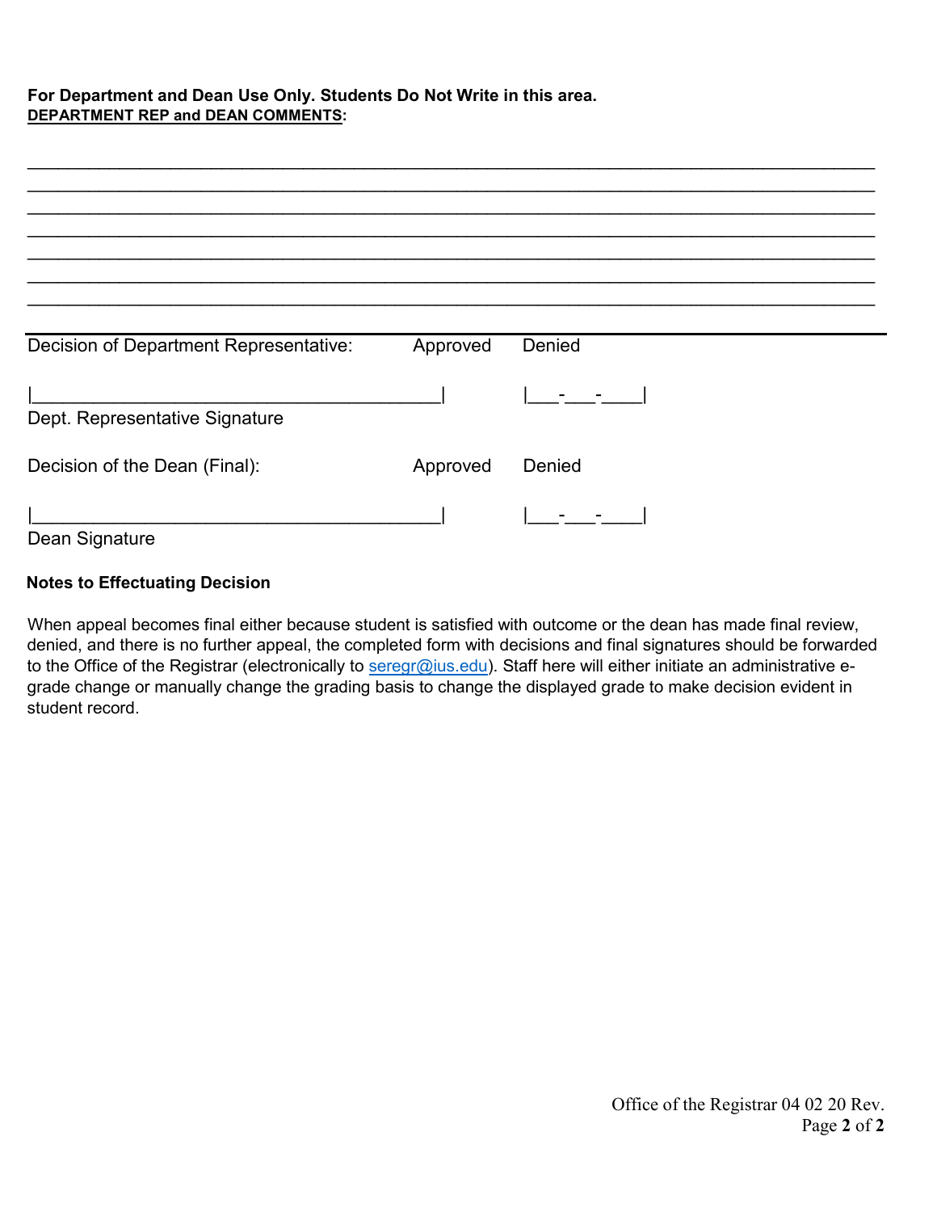**For Department and Dean Use Only. Students Do Not Write in this area.**
**DEPARTMENT REP and DEAN COMMENTS:**

_______________________________________________________________________________
_______________________________________________________________________________
_______________________________________________________________________________
_______________________________________________________________________________
_______________________________________________________________________________
_______________________________________________________________________________
_______________________________________________________________________________

---

Decision of Department Representative: Approved Denied

|________________________________________| |___-___-____|
Dept. Representative Signature

Decision of the Dean (Final): Approved Denied

|________________________________________| |___-___-____|
Dean Signature

**Notes to Effectuating Decision**

When appeal becomes final either because student is satisfied with outcome or the dean has made final review, denied, and there is no further appeal, the completed form with decisions and final signatures should be forwarded to the Office of the Registrar (electronically to seregr@ius.edu). Staff here will either initiate an administrative e-grade change or manually change the grading basis to change the displayed grade to make decision evident in student record.

Office of the Registrar 04 02 20 Rev.